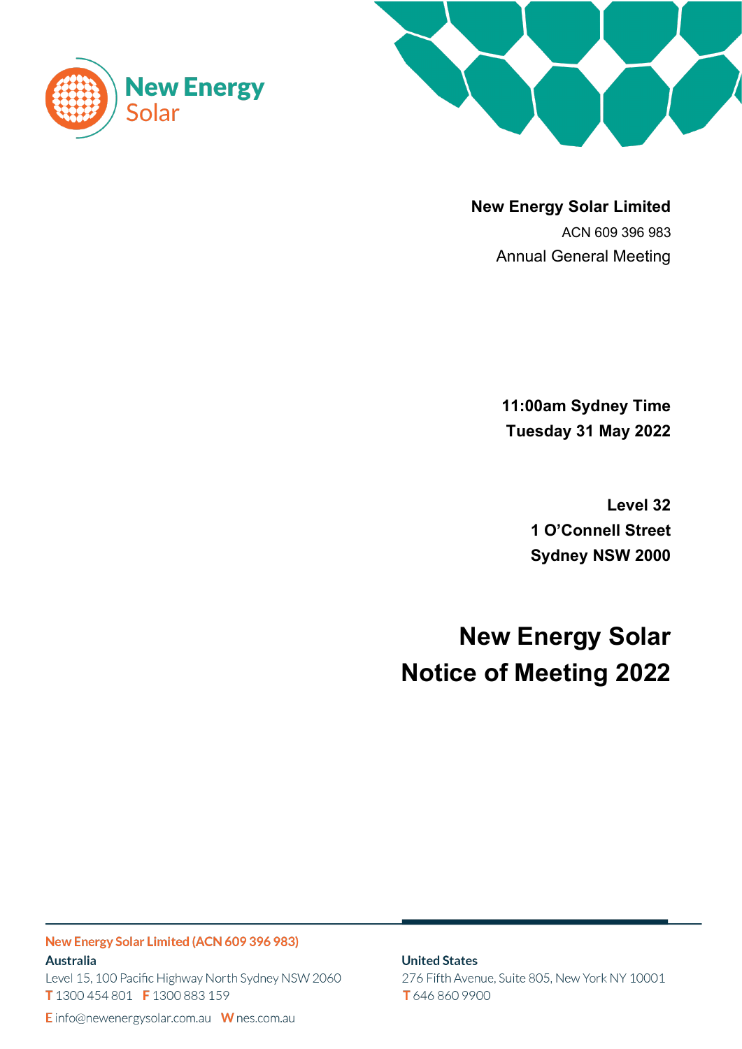New Energy Solar

**New Energy Solar Limited**

ACN 609 396 983

Annual General Meeting

**11:00am Sydney Time**

**Tuesday 31 May 2022**

**Level 32**

**1 O'Connell Street**

**Sydney NSW 2000**

# New Energy Solar Notice of Meeting 2022

**New Energy Solar Limited (ACN 609 396 983)**

**Australia**

Level 15, 100 Pacific Highway North Sydney NSW 2060

**T** 1300 454 801 **F** 1300 883 159

**United States**

276 Fifth Avenue, Suite 805, New York NY 10001

**T** 646 860 9900

**E** info@newenergysolar.com.au **W** nes.com.au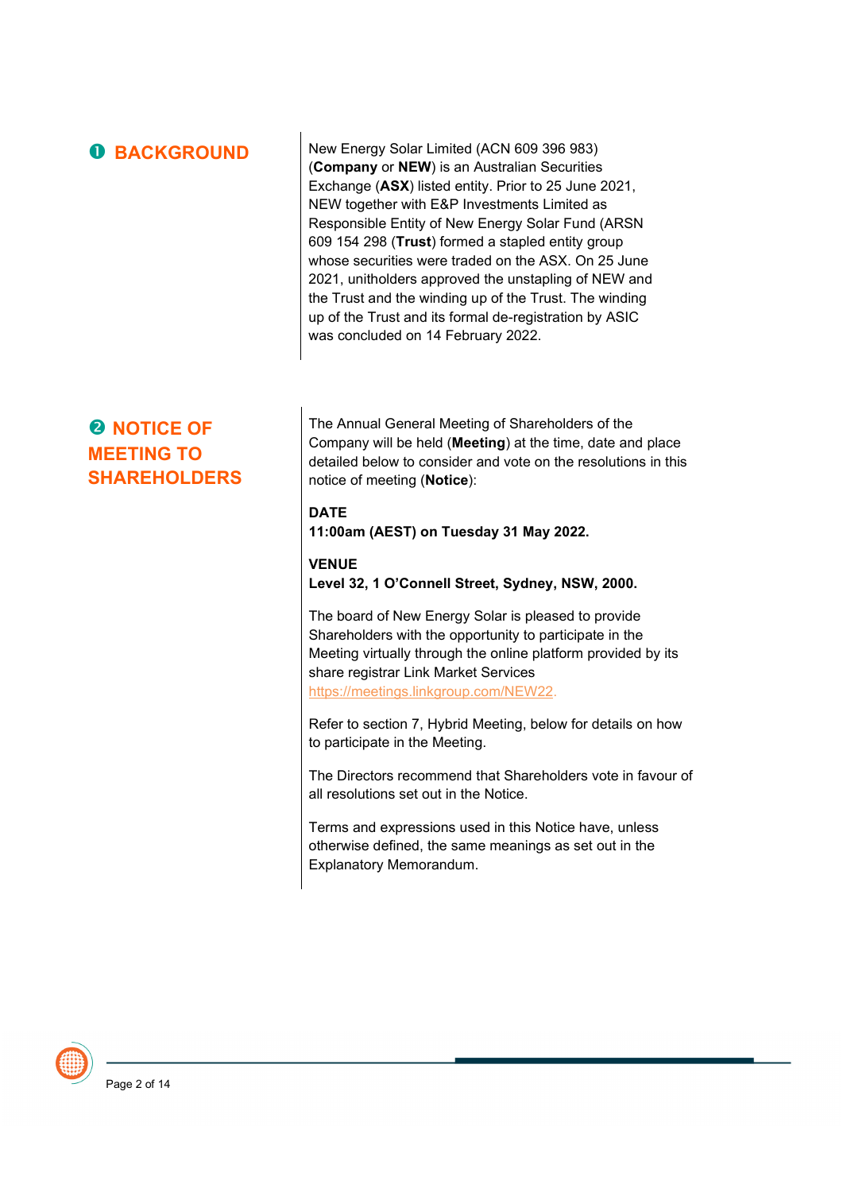## ❶ BACKGROUND

New Energy Solar Limited (ACN 609 396 983) (**Company** or **NEW**) is an Australian Securities Exchange (**ASX**) listed entity. Prior to 25 June 2021, NEW together with E&P Investments Limited as Responsible Entity of New Energy Solar Fund (ARSN 609 154 298 (**Trust**) formed a stapled entity group whose securities were traded on the ASX. On 25 June 2021, unitholders approved the unstapling of NEW and the Trust and the winding up of the Trust. The winding up of the Trust and its formal de-registration by ASIC was concluded on 14 February 2022.

## ❷ NOTICE OF MEETING TO SHAREHOLDERS

The Annual General Meeting of Shareholders of the Company will be held (**Meeting**) at the time, date and place detailed below to consider and vote on the resolutions in this notice of meeting (**Notice**):

**DATE**
**11:00am (AEST) on Tuesday 31 May 2022.**

**VENUE**
**Level 32, 1 O'Connell Street, Sydney, NSW, 2000.**

The board of New Energy Solar is pleased to provide Shareholders with the opportunity to participate in the Meeting virtually through the online platform provided by its share registrar Link Market Services https://meetings.linkgroup.com/NEW22.

Refer to section 7, Hybrid Meeting, below for details on how to participate in the Meeting.

The Directors recommend that Shareholders vote in favour of all resolutions set out in the Notice.

Terms and expressions used in this Notice have, unless otherwise defined, the same meanings as set out in the Explanatory Memorandum.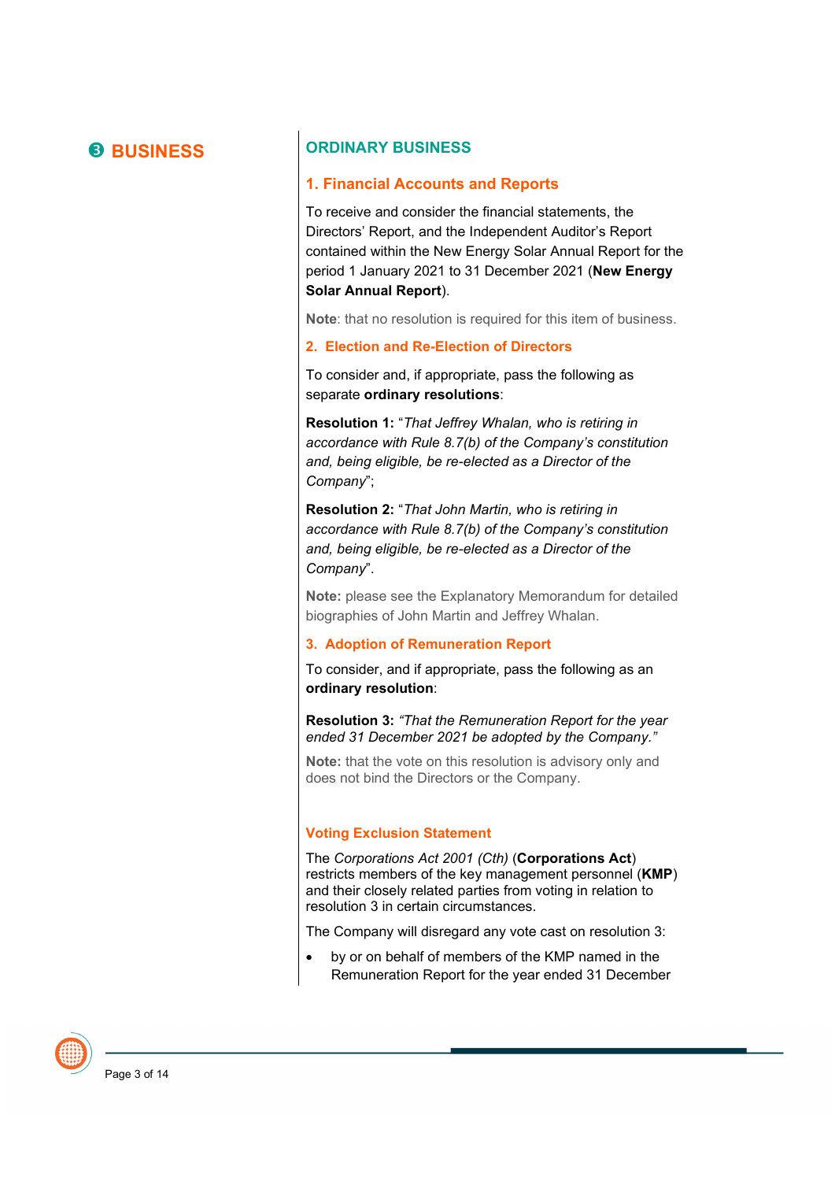# ❸ BUSINESS

## ORDINARY BUSINESS

### 1. Financial Accounts and Reports

To receive and consider the financial statements, the Directors' Report, and the Independent Auditor's Report contained within the New Energy Solar Annual Report for the period 1 January 2021 to 31 December 2021 (**New Energy Solar Annual Report**).

**Note**: that no resolution is required for this item of business.

### 2. Election and Re-Election of Directors

To consider and, if appropriate, pass the following as separate **ordinary resolutions**:

**Resolution 1:** "*That Jeffrey Whalan, who is retiring in accordance with Rule 8.7(b) of the Company's constitution and, being eligible, be re-elected as a Director of the Company*";

**Resolution 2:** "*That John Martin, who is retiring in accordance with Rule 8.7(b) of the Company's constitution and, being eligible, be re-elected as a Director of the Company*".

**Note:** please see the Explanatory Memorandum for detailed biographies of John Martin and Jeffrey Whalan.

### 3. Adoption of Remuneration Report

To consider, and if appropriate, pass the following as an **ordinary resolution**:

**Resolution 3:** *"That the Remuneration Report for the year ended 31 December 2021 be adopted by the Company."*

**Note:** that the vote on this resolution is advisory only and does not bind the Directors or the Company.

### Voting Exclusion Statement

The *Corporations Act 2001 (Cth)* (**Corporations Act**) restricts members of the key management personnel (**KMP**) and their closely related parties from voting in relation to resolution 3 in certain circumstances.

The Company will disregard any vote cast on resolution 3:

- by or on behalf of members of the KMP named in the Remuneration Report for the year ended 31 December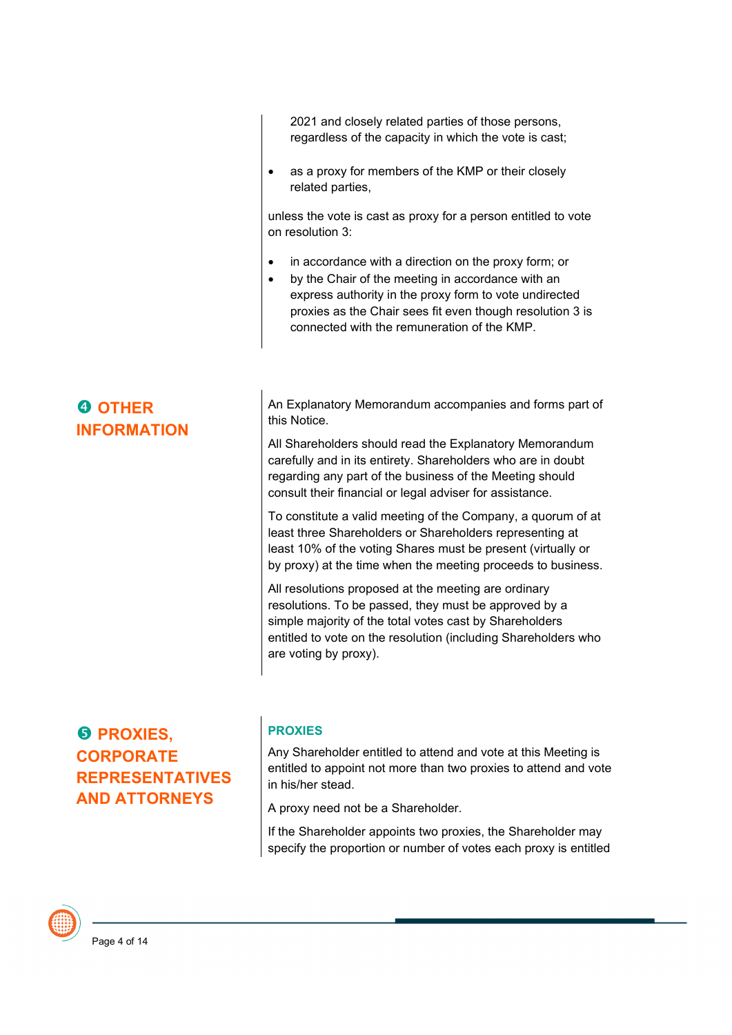2021 and closely related parties of those persons, regardless of the capacity in which the vote is cast;

- as a proxy for members of the KMP or their closely related parties,

unless the vote is cast as proxy for a person entitled to vote on resolution 3:

- in accordance with a direction on the proxy form; or
- by the Chair of the meeting in accordance with an express authority in the proxy form to vote undirected proxies as the Chair sees fit even though resolution 3 is connected with the remuneration of the KMP.

## ❹ OTHER INFORMATION

An Explanatory Memorandum accompanies and forms part of this Notice.

All Shareholders should read the Explanatory Memorandum carefully and in its entirety. Shareholders who are in doubt regarding any part of the business of the Meeting should consult their financial or legal adviser for assistance.

To constitute a valid meeting of the Company, a quorum of at least three Shareholders or Shareholders representing at least 10% of the voting Shares must be present (virtually or by proxy) at the time when the meeting proceeds to business.

All resolutions proposed at the meeting are ordinary resolutions. To be passed, they must be approved by a simple majority of the total votes cast by Shareholders entitled to vote on the resolution (including Shareholders who are voting by proxy).

## ❺ PROXIES, CORPORATE REPRESENTATIVES AND ATTORNEYS

### PROXIES

Any Shareholder entitled to attend and vote at this Meeting is entitled to appoint not more than two proxies to attend and vote in his/her stead.

A proxy need not be a Shareholder.

If the Shareholder appoints two proxies, the Shareholder may specify the proportion or number of votes each proxy is entitled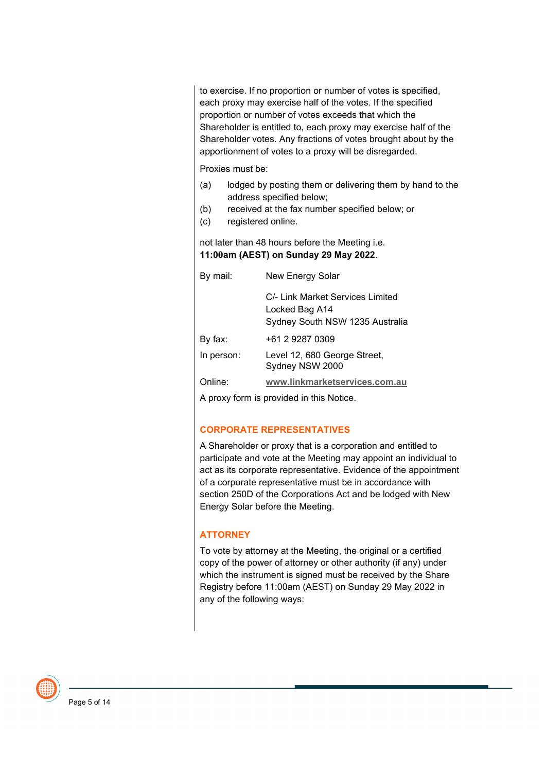to exercise. If no proportion or number of votes is specified, each proxy may exercise half of the votes. If the specified proportion or number of votes exceeds that which the Shareholder is entitled to, each proxy may exercise half of the Shareholder votes. Any fractions of votes brought about by the apportionment of votes to a proxy will be disregarded.

Proxies must be:

(a) lodged by posting them or delivering them by hand to the address specified below;
(b) received at the fax number specified below; or
(c) registered online.

not later than 48 hours before the Meeting i.e. **11:00am (AEST) on Sunday 29 May 2022**.

| | |
|---|---|
| By mail: | New Energy Solar<br><br>C/- Link Market Services Limited<br>Locked Bag A14<br>Sydney South NSW 1235 Australia |
| By fax: | +61 2 9287 0309 |
| In person: | Level 12, 680 George Street,<br>Sydney NSW 2000 |
| Online: | **www.linkmarketservices.com.au** |

A proxy form is provided in this Notice.

## CORPORATE REPRESENTATIVES

A Shareholder or proxy that is a corporation and entitled to participate and vote at the Meeting may appoint an individual to act as its corporate representative. Evidence of the appointment of a corporate representative must be in accordance with section 250D of the Corporations Act and be lodged with New Energy Solar before the Meeting.

## ATTORNEY

To vote by attorney at the Meeting, the original or a certified copy of the power of attorney or other authority (if any) under which the instrument is signed must be received by the Share Registry before 11:00am (AEST) on Sunday 29 May 2022 in any of the following ways: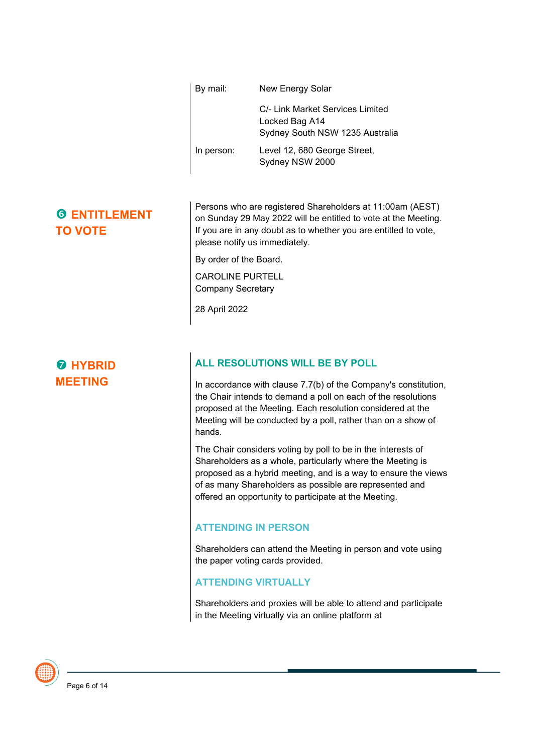| | |
|---|---|
| By mail: | New Energy Solar<br><br>C/- Link Market Services Limited<br>Locked Bag A14<br>Sydney South NSW 1235 Australia |
| In person: | Level 12, 680 George Street,<br>Sydney NSW 2000 |

## ❻ ENTITLEMENT TO VOTE

Persons who are registered Shareholders at 11:00am (AEST) on Sunday 29 May 2022 will be entitled to vote at the Meeting. If you are in any doubt as to whether you are entitled to vote, please notify us immediately.

By order of the Board.

CAROLINE PURTELL
Company Secretary

28 April 2022

## ❼ HYBRID MEETING

### ALL RESOLUTIONS WILL BE BY POLL

In accordance with clause 7.7(b) of the Company's constitution, the Chair intends to demand a poll on each of the resolutions proposed at the Meeting. Each resolution considered at the Meeting will be conducted by a poll, rather than on a show of hands.

The Chair considers voting by poll to be in the interests of Shareholders as a whole, particularly where the Meeting is proposed as a hybrid meeting, and is a way to ensure the views of as many Shareholders as possible are represented and offered an opportunity to participate at the Meeting.

### ATTENDING IN PERSON

Shareholders can attend the Meeting in person and vote using the paper voting cards provided.

### ATTENDING VIRTUALLY

Shareholders and proxies will be able to attend and participate in the Meeting virtually via an online platform at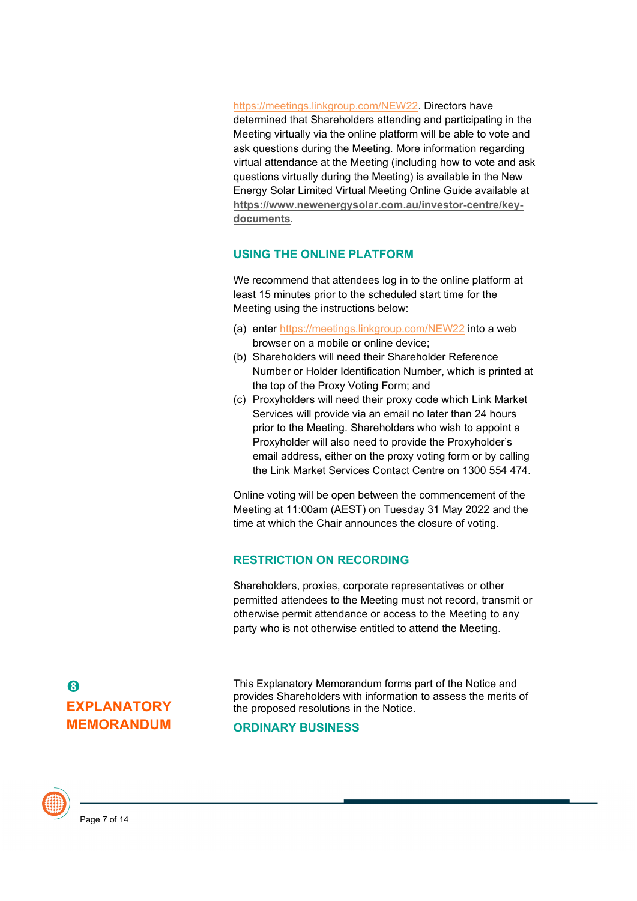https://meetings.linkgroup.com/NEW22. Directors have determined that Shareholders attending and participating in the Meeting virtually via the online platform will be able to vote and ask questions during the Meeting. More information regarding virtual attendance at the Meeting (including how to vote and ask questions virtually during the Meeting) is available in the New Energy Solar Limited Virtual Meeting Online Guide available at **https://www.newenergysolar.com.au/investor-centre/key-documents**.

### USING THE ONLINE PLATFORM

We recommend that attendees log in to the online platform at least 15 minutes prior to the scheduled start time for the Meeting using the instructions below:

(a) enter https://meetings.linkgroup.com/NEW22 into a web browser on a mobile or online device;

(b) Shareholders will need their Shareholder Reference Number or Holder Identification Number, which is printed at the top of the Proxy Voting Form; and

(c) Proxyholders will need their proxy code which Link Market Services will provide via an email no later than 24 hours prior to the Meeting. Shareholders who wish to appoint a Proxyholder will also need to provide the Proxyholder's email address, either on the proxy voting form or by calling the Link Market Services Contact Centre on 1300 554 474.

Online voting will be open between the commencement of the Meeting at 11:00am (AEST) on Tuesday 31 May 2022 and the time at which the Chair announces the closure of voting.

### RESTRICTION ON RECORDING

Shareholders, proxies, corporate representatives or other permitted attendees to the Meeting must not record, transmit or otherwise permit attendance or access to the Meeting to any party who is not otherwise entitled to attend the Meeting.

## 8 EXPLANATORY MEMORANDUM

This Explanatory Memorandum forms part of the Notice and provides Shareholders with information to assess the merits of the proposed resolutions in the Notice.

### ORDINARY BUSINESS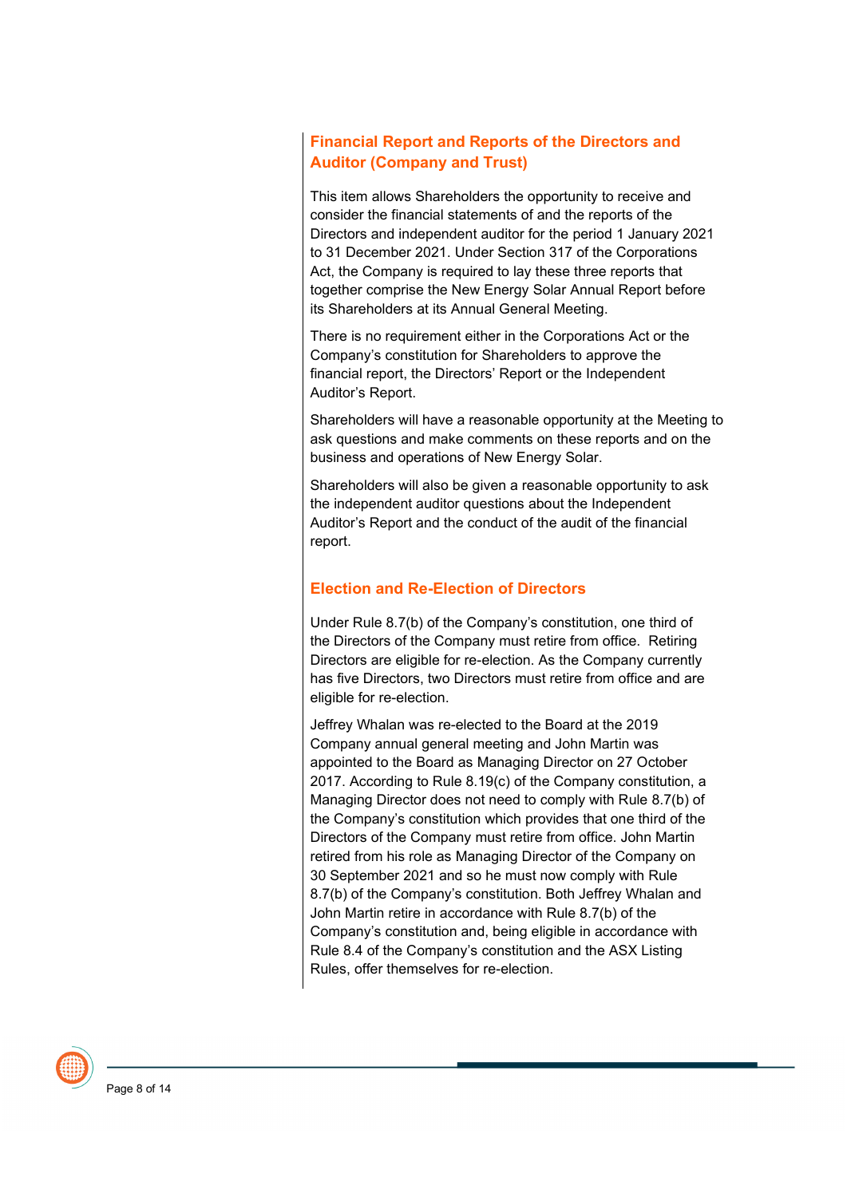## Financial Report and Reports of the Directors and Auditor (Company and Trust)

This item allows Shareholders the opportunity to receive and consider the financial statements of and the reports of the Directors and independent auditor for the period 1 January 2021 to 31 December 2021. Under Section 317 of the Corporations Act, the Company is required to lay these three reports that together comprise the New Energy Solar Annual Report before its Shareholders at its Annual General Meeting.

There is no requirement either in the Corporations Act or the Company's constitution for Shareholders to approve the financial report, the Directors' Report or the Independent Auditor's Report.

Shareholders will have a reasonable opportunity at the Meeting to ask questions and make comments on these reports and on the business and operations of New Energy Solar.

Shareholders will also be given a reasonable opportunity to ask the independent auditor questions about the Independent Auditor's Report and the conduct of the audit of the financial report.

## Election and Re-Election of Directors

Under Rule 8.7(b) of the Company's constitution, one third of the Directors of the Company must retire from office. Retiring Directors are eligible for re-election. As the Company currently has five Directors, two Directors must retire from office and are eligible for re-election.

Jeffrey Whalan was re-elected to the Board at the 2019 Company annual general meeting and John Martin was appointed to the Board as Managing Director on 27 October 2017. According to Rule 8.19(c) of the Company constitution, a Managing Director does not need to comply with Rule 8.7(b) of the Company's constitution which provides that one third of the Directors of the Company must retire from office. John Martin retired from his role as Managing Director of the Company on 30 September 2021 and so he must now comply with Rule 8.7(b) of the Company's constitution. Both Jeffrey Whalan and John Martin retire in accordance with Rule 8.7(b) of the Company's constitution and, being eligible in accordance with Rule 8.4 of the Company's constitution and the ASX Listing Rules, offer themselves for re-election.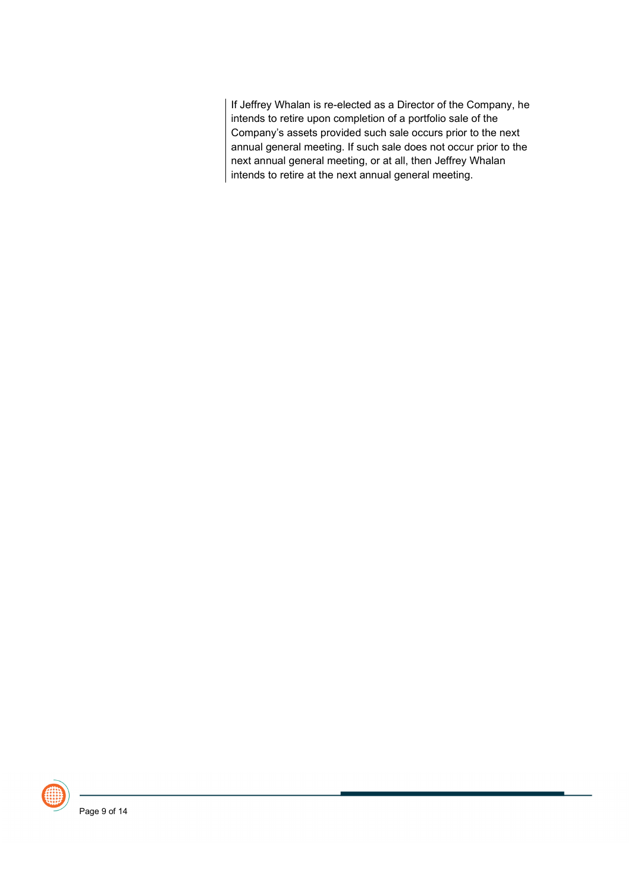If Jeffrey Whalan is re-elected as a Director of the Company, he intends to retire upon completion of a portfolio sale of the Company's assets provided such sale occurs prior to the next annual general meeting. If such sale does not occur prior to the next annual general meeting, or at all, then Jeffrey Whalan intends to retire at the next annual general meeting.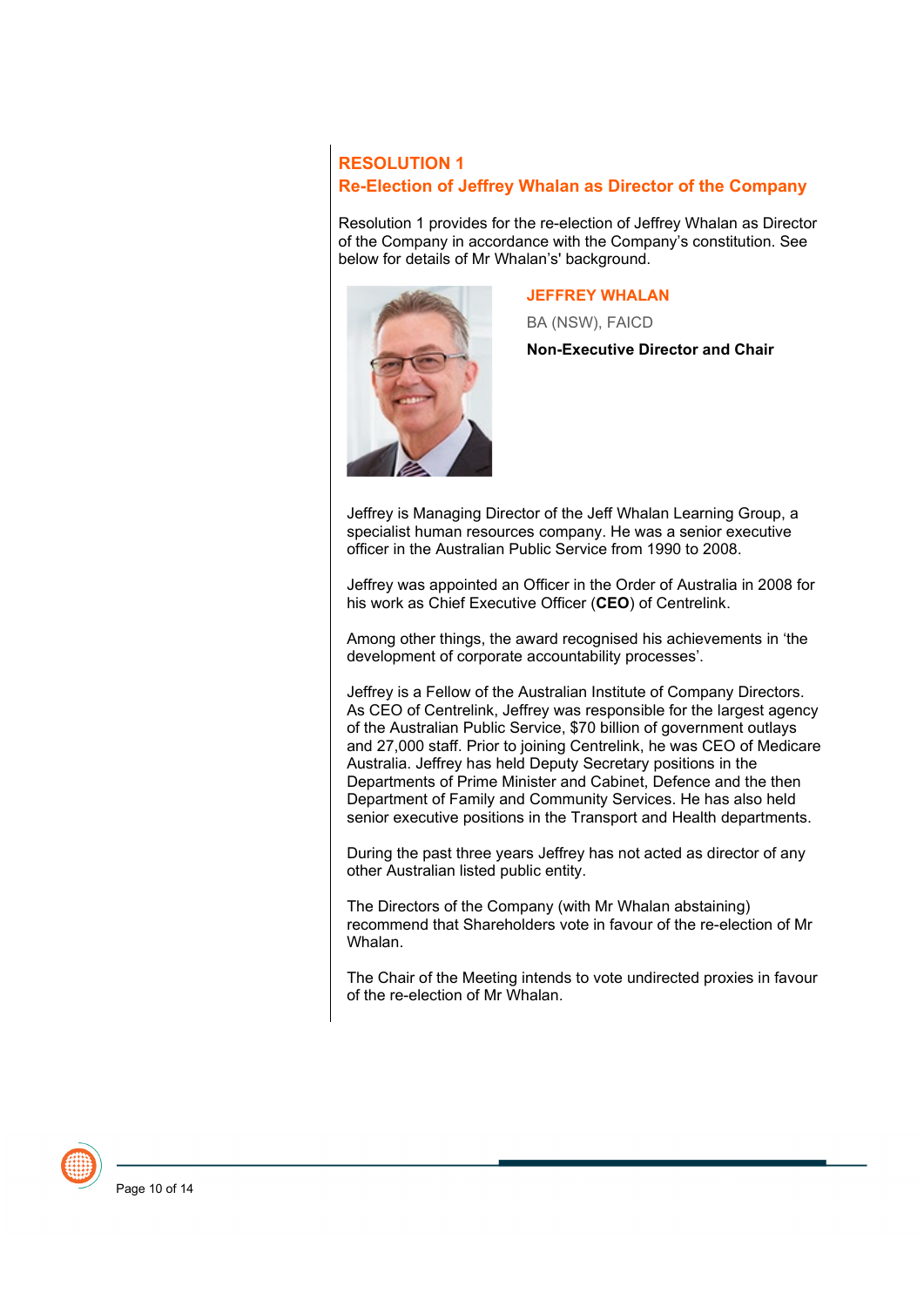## RESOLUTION 1
## Re-Election of Jeffrey Whalan as Director of the Company

Resolution 1 provides for the re-election of Jeffrey Whalan as Director of the Company in accordance with the Company's constitution. See below for details of Mr Whalan's' background.

### JEFFREY WHALAN

BA (NSW), FAICD

**Non-Executive Director and Chair**

Jeffrey is Managing Director of the Jeff Whalan Learning Group, a specialist human resources company. He was a senior executive officer in the Australian Public Service from 1990 to 2008.

Jeffrey was appointed an Officer in the Order of Australia in 2008 for his work as Chief Executive Officer (**CEO**) of Centrelink.

Among other things, the award recognised his achievements in 'the development of corporate accountability processes'.

Jeffrey is a Fellow of the Australian Institute of Company Directors. As CEO of Centrelink, Jeffrey was responsible for the largest agency of the Australian Public Service, $70 billion of government outlays and 27,000 staff. Prior to joining Centrelink, he was CEO of Medicare Australia. Jeffrey has held Deputy Secretary positions in the Departments of Prime Minister and Cabinet, Defence and the then Department of Family and Community Services. He has also held senior executive positions in the Transport and Health departments.

During the past three years Jeffrey has not acted as director of any other Australian listed public entity.

The Directors of the Company (with Mr Whalan abstaining) recommend that Shareholders vote in favour of the re-election of Mr Whalan.

The Chair of the Meeting intends to vote undirected proxies in favour of the re-election of Mr Whalan.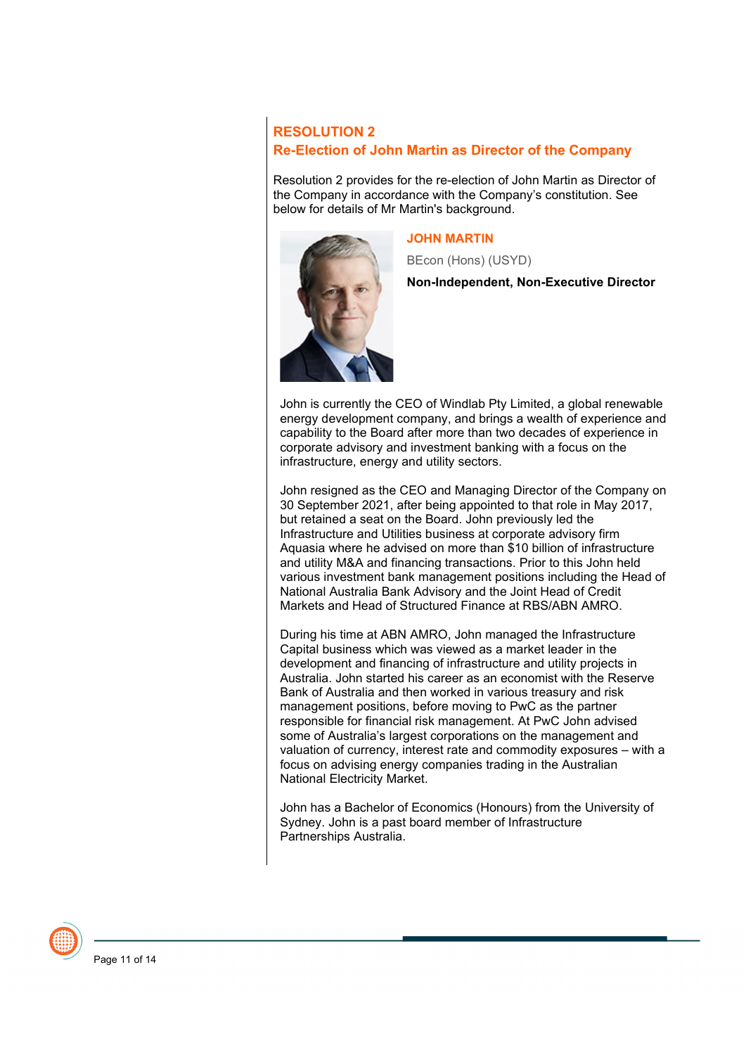## RESOLUTION 2
## Re-Election of John Martin as Director of the Company

Resolution 2 provides for the re-election of John Martin as Director of the Company in accordance with the Company's constitution. See below for details of Mr Martin's background.

### JOHN MARTIN

BEcon (Hons) (USYD)

**Non-Independent, Non-Executive Director**

John is currently the CEO of Windlab Pty Limited, a global renewable energy development company, and brings a wealth of experience and capability to the Board after more than two decades of experience in corporate advisory and investment banking with a focus on the infrastructure, energy and utility sectors.

John resigned as the CEO and Managing Director of the Company on 30 September 2021, after being appointed to that role in May 2017, but retained a seat on the Board. John previously led the Infrastructure and Utilities business at corporate advisory firm Aquasia where he advised on more than $10 billion of infrastructure and utility M&A and financing transactions. Prior to this John held various investment bank management positions including the Head of National Australia Bank Advisory and the Joint Head of Credit Markets and Head of Structured Finance at RBS/ABN AMRO.

During his time at ABN AMRO, John managed the Infrastructure Capital business which was viewed as a market leader in the development and financing of infrastructure and utility projects in Australia. John started his career as an economist with the Reserve Bank of Australia and then worked in various treasury and risk management positions, before moving to PwC as the partner responsible for financial risk management. At PwC John advised some of Australia's largest corporations on the management and valuation of currency, interest rate and commodity exposures – with a focus on advising energy companies trading in the Australian National Electricity Market.

John has a Bachelor of Economics (Honours) from the University of Sydney. John is a past board member of Infrastructure Partnerships Australia.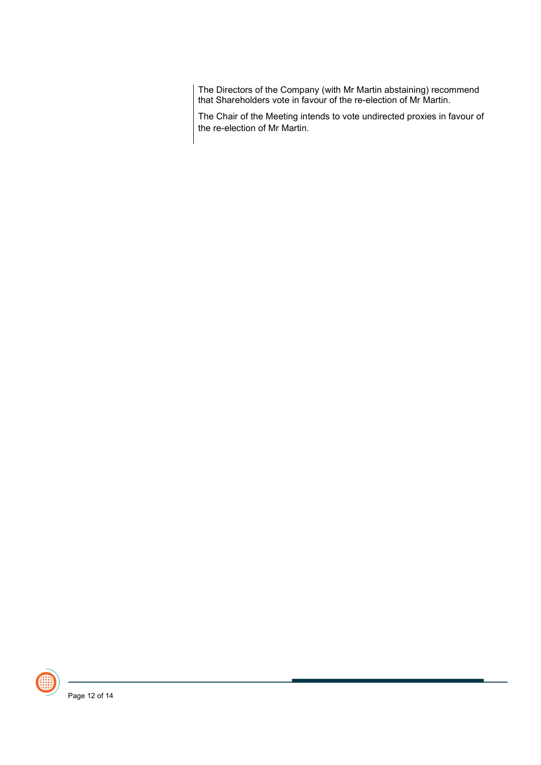The Directors of the Company (with Mr Martin abstaining) recommend that Shareholders vote in favour of the re-election of Mr Martin.

The Chair of the Meeting intends to vote undirected proxies in favour of the re-election of Mr Martin.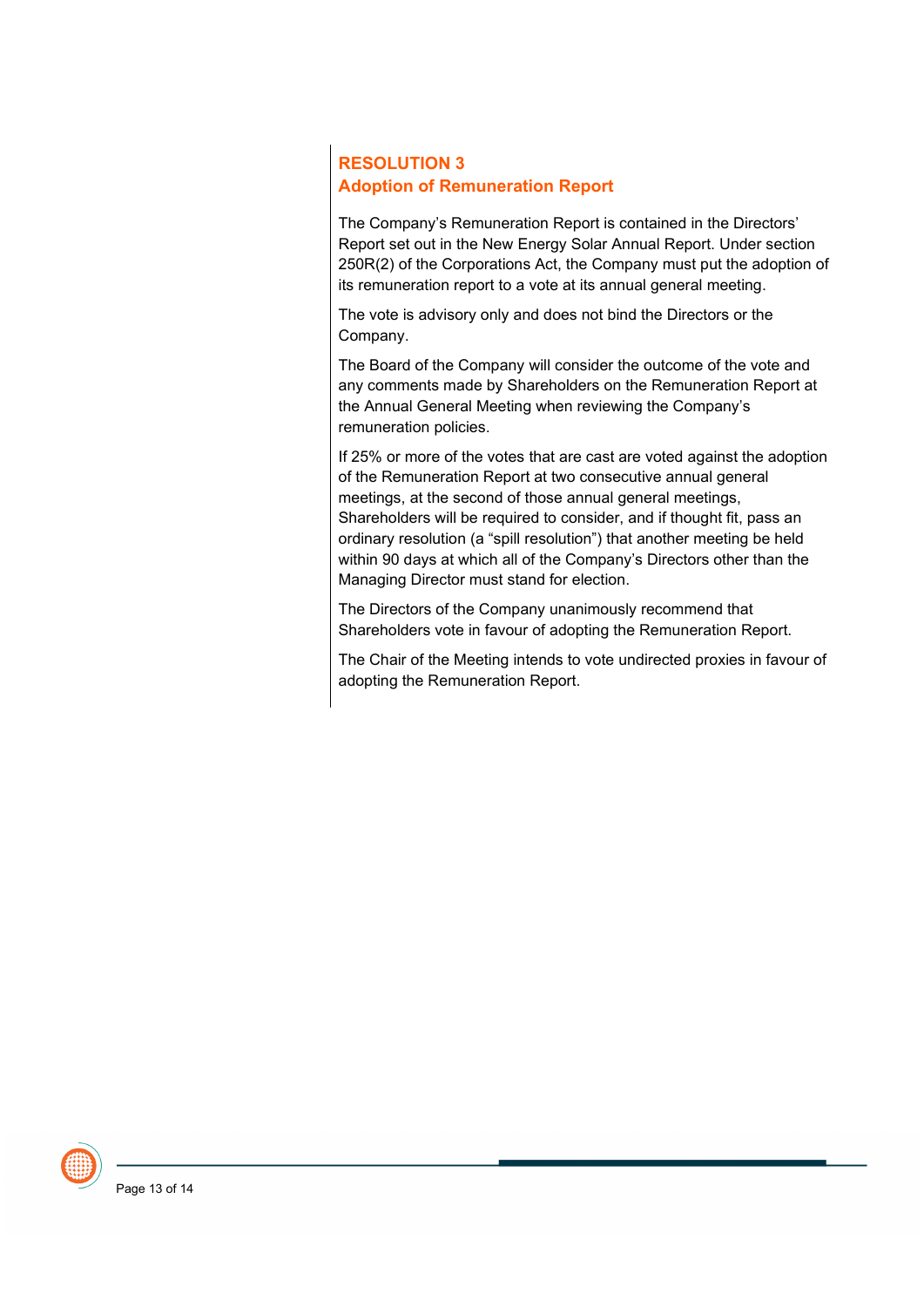## RESOLUTION 3
## Adoption of Remuneration Report

The Company's Remuneration Report is contained in the Directors' Report set out in the New Energy Solar Annual Report. Under section 250R(2) of the Corporations Act, the Company must put the adoption of its remuneration report to a vote at its annual general meeting.

The vote is advisory only and does not bind the Directors or the Company.

The Board of the Company will consider the outcome of the vote and any comments made by Shareholders on the Remuneration Report at the Annual General Meeting when reviewing the Company's remuneration policies.

If 25% or more of the votes that are cast are voted against the adoption of the Remuneration Report at two consecutive annual general meetings, at the second of those annual general meetings, Shareholders will be required to consider, and if thought fit, pass an ordinary resolution (a "spill resolution") that another meeting be held within 90 days at which all of the Company's Directors other than the Managing Director must stand for election.

The Directors of the Company unanimously recommend that Shareholders vote in favour of adopting the Remuneration Report.

The Chair of the Meeting intends to vote undirected proxies in favour of adopting the Remuneration Report.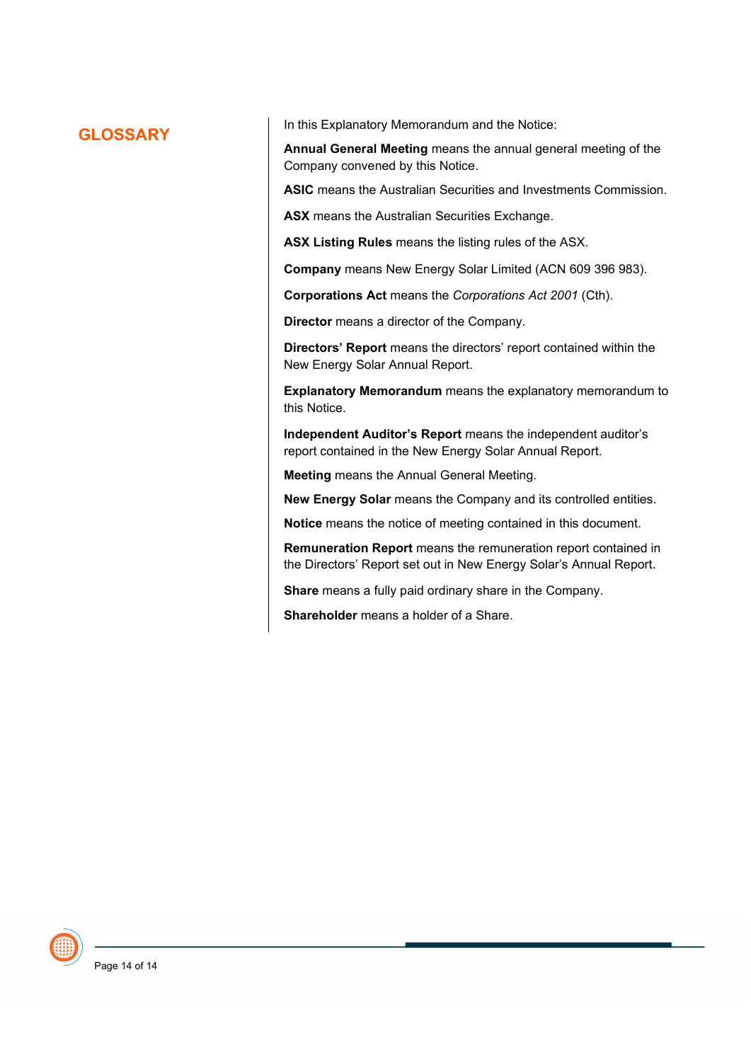## GLOSSARY

In this Explanatory Memorandum and the Notice:

**Annual General Meeting** means the annual general meeting of the Company convened by this Notice.

**ASIC** means the Australian Securities and Investments Commission.

**ASX** means the Australian Securities Exchange.

**ASX Listing Rules** means the listing rules of the ASX.

**Company** means New Energy Solar Limited (ACN 609 396 983).

**Corporations Act** means the *Corporations Act 2001* (Cth).

**Director** means a director of the Company.

**Directors' Report** means the directors' report contained within the New Energy Solar Annual Report.

**Explanatory Memorandum** means the explanatory memorandum to this Notice.

**Independent Auditor's Report** means the independent auditor's report contained in the New Energy Solar Annual Report.

**Meeting** means the Annual General Meeting.

**New Energy Solar** means the Company and its controlled entities.

**Notice** means the notice of meeting contained in this document.

**Remuneration Report** means the remuneration report contained in the Directors' Report set out in New Energy Solar's Annual Report.

**Share** means a fully paid ordinary share in the Company.

**Shareholder** means a holder of a Share.